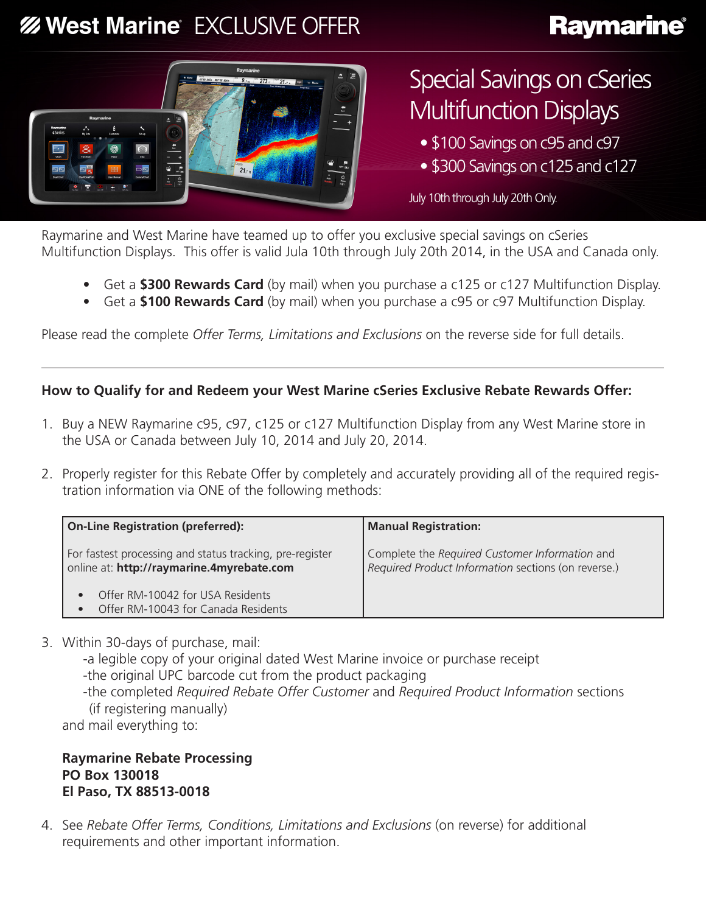# West Marine EXCLUSIVE OFFER

**Raymarine**

## Special Savings on cSeries Multifunction Displays

- $100 Savings on c95 and c97
- $300 Savings on c125 and c127

July 10th through July 20th Only.

Raymarine and West Marine have teamed up to offer you exclusive special savings on cSeries Multifunction Displays. This offer is valid Jula 10th through July 20th 2014, in the USA and Canada only.

- Get a **$300 Rewards Card** (by mail) when you purchase a c125 or c127 Multifunction Display.
- Get a **$100 Rewards Card** (by mail) when you purchase a c95 or c97 Multifunction Display.

Please read the complete *Offer Terms, Limitations and Exclusions* on the reverse side for full details.

---

**How to Qualify for and Redeem your West Marine cSeries Exclusive Rebate Rewards Offer:**

1. Buy a NEW Raymarine c95, c97, c125 or c127 Multifunction Display from any West Marine store in the USA or Canada between July 10, 2014 and July 20, 2014.

2. Properly register for this Rebate Offer by completely and accurately providing all of the required registration information via ONE of the following methods:

| **On-Line Registration (preferred):** | **Manual Registration:** |
| --- | --- |
| For fastest processing and status tracking, pre-register online at: **http://raymarine.4myrebate.com**<br>• Offer RM-10042 for USA Residents<br>• Offer RM-10043 for Canada Residents | Complete the *Required Customer Information* and *Required Product Information* sections (on reverse.) |

3. Within 30-days of purchase, mail:
   -a legible copy of your original dated West Marine invoice or purchase receipt
   -the original UPC barcode cut from the product packaging
   -the completed *Required Rebate Offer Customer* and *Required Product Information* sections (if registering manually)
   and mail everything to:

   **Raymarine Rebate Processing**
   **PO Box 130018**
   **El Paso, TX 88513-0018**

4. See *Rebate Offer Terms, Conditions, Limitations and Exclusions* (on reverse) for additional requirements and other important information.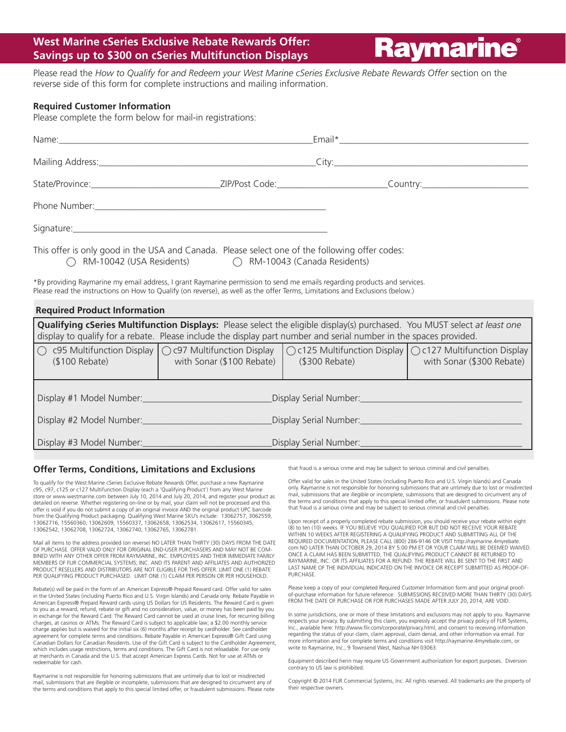# West Marine cSeries Exclusive Rebate Rewards Offer: Savings up to $300 on cSeries Multifunction Displays

**Raymarine®**

Please read the *How to Qualify for and Redeem your West Marine cSeries Exclusive Rebate Rewards Offer* section on the reverse side of this form for complete instructions and mailing information.

## Required Customer Information

Please complete the form below for mail-in registrations:

Name:____________________________________________ Email*____________________________________

Mailing Address:_____________________________________ City:_____________________________________

State/Province:_______________________ ZIP/Post Code:____________________ Country:____________________

Phone Number:___________________________________________

Signature:_______________________________________________

This offer is only good in the USA and Canada. Please select one of the following offer codes:

◯ RM-10042 (USA Residents) ◯ RM-10043 (Canada Residents)

*By providing Raymarine my email address, I grant Raymarine permission to send me emails regarding products and services. Please read the instructions on How to Qualify (on reverse), as well as the offer Terms, Limitations and Exclusions (below.)

## Required Product Information

**Qualifying cSeries Multifunction Displays:** Please select the eligible display(s) purchased. You MUST select *at least one* display to qualify for a rebate. Please include the display part number and serial number in the spaces provided.

| | | | |
|---|---|---|---|
| ◯ c95 Multifunction Display ($100 Rebate) | ◯ c97 Multifunction Display with Sonar ($100 Rebate) | ◯ c125 Multifunction Display ($300 Rebate) | ◯ c127 Multifunction Display with Sonar ($300 Rebate) |

Display #1 Model Number:__________________________ Display Serial Number:________________________________

Display #2 Model Number:__________________________ Display Serial Number:________________________________

Display #3 Model Number:__________________________ Display Serial Number:________________________________

## Offer Terms, Conditions, Limitations and Exclusions

To qualify for the West Marine cSeries Exclusive Rebate Rewards Offer, purchase a new Raymarine c95, c97, c125 or c127 Multifunction Display (each a 'Qualifying Product') from any West Marine store or www.westmarine.com between July 10, 2014 and July 20, 2014, and register your product as detailed on reverse. Whether registering on-line or by mail, your claim will not be processed and this offer is void if you do not submit a copy of an original invoice AND the original product UPC barcode from the Qualifying Product packaging. Qualifying West Marine SKU's include: 13062757, 3062559, 13062716, 15560360, 13062609, 15560337, 13062658, 13062534, 13062617, 15560345, 13062542, 13062708, 13062724, 13062740, 13062765, 13062781.

Mail all items to the address provided (on reverse) NO LATER THAN THIRTY (30) DAYS FROM THE DATE OF PURCHASE. OFFER VALID ONLY FOR ORIGINAL END-USER PURCHASERS AND MAY NOT BE COMBINED WITH ANY OTHER OFFER FROM RAYMARINE, INC. EMPLOYEES AND THEIR IMMEDIATE FAMILY MEMBERS OF FLIR COMMERCIAL SYSTEMS, INC. AND ITS PARENT AND AFFILIATES AND AUTHORIZED PRODUCT RESELLERS AND DISTRIBUTORS ARE NOT ELIGIBLE FOR THIS OFFER. LIMIT ONE (1) REBATE PER QUALIFYING PRODUCT PURCHASED. LIMIT ONE (1) CLAIM PER PERSON OR PER HOUSEHOLD.

Rebate(s) will be paid in the form of an American Express® Prepaid Reward card. Offer valid for sales in the United States (including Puerto Rico and U.S. Virgin Islands) and Canada only. Rebate Payable in American Express® Prepaid Reward cards using US Dollars for US Residents. The Reward Card is given to you as a reward, refund, rebate or gift and no consideration, value, or money has been paid by you in exchange for the Reward Card. The Reward Card cannot be used at cruise lines, for recurring billing charges, at casinos or ATMs. The Reward Card is subject to applicable law; a $2.00 monthly service charge applies but is waived for the initial six (6) months after receipt by cardholder. See cardholder agreement for complete terms and conditions. Rebate Payable in American Express® Gift Card using Canadian Dollars for Canadian Residents. Use of the Gift Card is subject to the Cardholder Agreement, which includes usage restrictions, terms and conditions. The Gift Card is not reloadable. For use only at merchants in Canada and the U.S. that accept American Express Cards. Not for use at ATMs or redeemable for cash.

Raymarine is not responsible for honoring submissions that are untimely due to lost or misdirected mail, submissions that are illegible or incomplete, submissions that are designed to circumvent any of the terms and conditions that apply to this special limited offer, or fraudulent submissions. Please note that fraud is a serious crime and may be subject to serious criminal and civil penalties.

Offer valid for sales in the United States (including Puerto Rico and U.S. Virgin Islands) and Canada only. Raymarine is not responsible for honoring submissions that are untimely due to lost or misdirected mail, submissions that are illegible or incomplete, submissions that are designed to circumvent any of the terms and conditions that apply to this special limited offer, or fraudulent submissions. Please note that fraud is a serious crime and may be subject to serious criminal and civil penalties.

Upon receipt of a properly completed rebate submission, you should receive your rebate within eight (8) to ten (10) weeks. IF YOU BELIEVE YOU QUALIFIED FOR BUT DID NOT RECEIVE YOUR REBATE WITHIN 10 WEEKS AFTER REGISTERING A QUALIFYING PRODUCT AND SUBMITTING ALL OF THE REQUIRED DOCUMENTATION, PLEASE CALL (800) 286-9146 OR VISIT http://raymarine.4myrebate.com NO LATER THAN OCTOBER 29, 2014 BY 5:00 PM ET OR YOUR CLAIM WILL BE DEEMED WAIVED. ONCE A CLAIM HAS BEEN SUBMITTED, THE QUALIFYING PRODUCT CANNOT BE RETURNED TO RAYMARINE, INC. OR ITS AFFILIATES FOR A REFUND. THE REBATE WILL BE SENT TO THE FIRST AND LAST NAME OF THE INDIVIDUAL INDICATED ON THE INVOICE OR RECEIPT SUBMITTED AS PROOF-OF-PURCHASE.

Please keep a copy of your completed Required Customer Information form and your original proof-of-purchase information for future reference. SUBMISSIONS RECEIVED MORE THAN THIRTY (30) DAYS FROM THE DATE OF PURCHASE OR FOR PURCHASES MADE AFTER JULY 20, 2014, ARE VOID.

In some jurisdictions, one or more of these limitations and exclusions may not apply to you. Raymarine respects your privacy. By submitting this claim, you expressly accept the privacy policy of FLIR Systems, Inc., available here: http://www.flir.com/corporate/privacy.html, and consent to receiving information regarding the status of your claim, claim approval, claim denial, and other information via email. For more information and for complete terms and conditions visit http://raymarine.4myrebate.com, or write to Raymarine, Inc., 9 Townsend West, Nashua NH 03063.

Equipment described herin may require US Government authorization for export purposes. Diversion contrary to US law is prohibited.

Copyright © 2014 FLIR Commercial Systems, Inc. All rights reserved. All trademarks are the property of their respective owners.